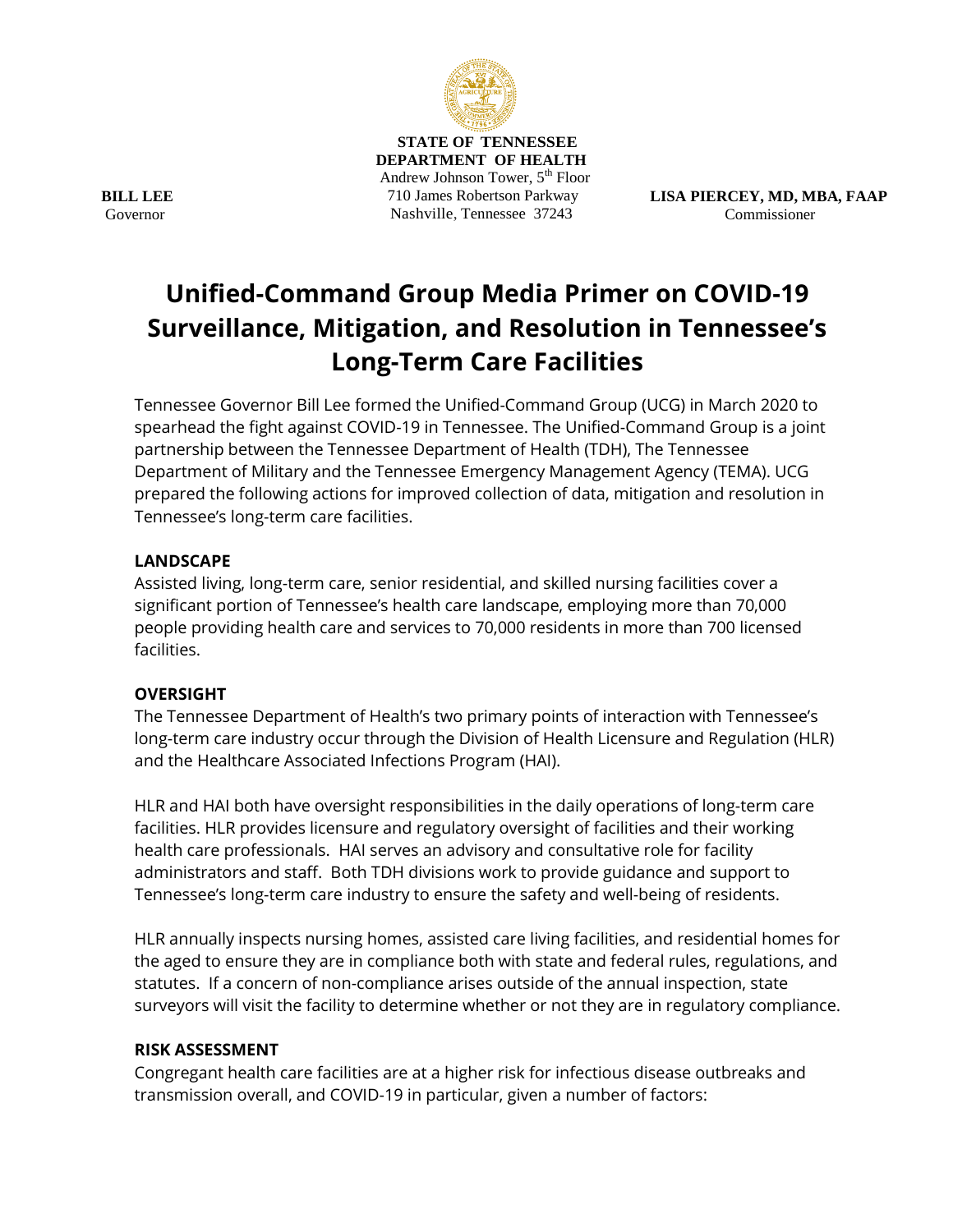**STATE OF TENNESSEE**
**DEPARTMENT OF HEALTH**
Andrew Johnson Tower, 5th Floor
710 James Robertson Parkway
Nashville, Tennessee 37243

**BILL LEE**
Governor

**LISA PIERCEY, MD, MBA, FAAP**
Commissioner

# Unified-Command Group Media Primer on COVID-19 Surveillance, Mitigation, and Resolution in Tennessee's Long-Term Care Facilities

Tennessee Governor Bill Lee formed the Unified-Command Group (UCG) in March 2020 to spearhead the fight against COVID-19 in Tennessee. The Unified-Command Group is a joint partnership between the Tennessee Department of Health (TDH), The Tennessee Department of Military and the Tennessee Emergency Management Agency (TEMA). UCG prepared the following actions for improved collection of data, mitigation and resolution in Tennessee's long-term care facilities.

**LANDSCAPE**

Assisted living, long-term care, senior residential, and skilled nursing facilities cover a significant portion of Tennessee's health care landscape, employing more than 70,000 people providing health care and services to 70,000 residents in more than 700 licensed facilities.

**OVERSIGHT**

The Tennessee Department of Health's two primary points of interaction with Tennessee's long-term care industry occur through the Division of Health Licensure and Regulation (HLR) and the Healthcare Associated Infections Program (HAI).

HLR and HAI both have oversight responsibilities in the daily operations of long-term care facilities. HLR provides licensure and regulatory oversight of facilities and their working health care professionals. HAI serves an advisory and consultative role for facility administrators and staff. Both TDH divisions work to provide guidance and support to Tennessee's long-term care industry to ensure the safety and well-being of residents.

HLR annually inspects nursing homes, assisted care living facilities, and residential homes for the aged to ensure they are in compliance both with state and federal rules, regulations, and statutes. If a concern of non-compliance arises outside of the annual inspection, state surveyors will visit the facility to determine whether or not they are in regulatory compliance.

**RISK ASSESSMENT**

Congregant health care facilities are at a higher risk for infectious disease outbreaks and transmission overall, and COVID-19 in particular, given a number of factors: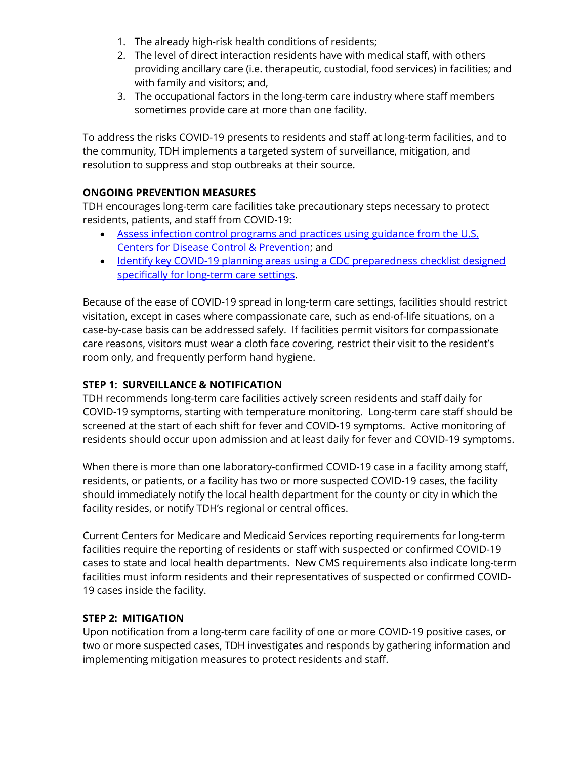1. The already high-risk health conditions of residents;
2. The level of direct interaction residents have with medical staff, with others providing ancillary care (i.e. therapeutic, custodial, food services) in facilities; and with family and visitors; and,
3. The occupational factors in the long-term care industry where staff members sometimes provide care at more than one facility.

To address the risks COVID-19 presents to residents and staff at long-term facilities, and to the community, TDH implements a targeted system of surveillance, mitigation, and resolution to suppress and stop outbreaks at their source.

**ONGOING PREVENTION MEASURES**

TDH encourages long-term care facilities take precautionary steps necessary to protect residents, patients, and staff from COVID-19:

- Assess infection control programs and practices using guidance from the U.S. Centers for Disease Control & Prevention; and
- Identify key COVID-19 planning areas using a CDC preparedness checklist designed specifically for long-term care settings.

Because of the ease of COVID-19 spread in long-term care settings, facilities should restrict visitation, except in cases where compassionate care, such as end-of-life situations, on a case-by-case basis can be addressed safely. If facilities permit visitors for compassionate care reasons, visitors must wear a cloth face covering, restrict their visit to the resident's room only, and frequently perform hand hygiene.

**STEP 1: SURVEILLANCE & NOTIFICATION**

TDH recommends long-term care facilities actively screen residents and staff daily for COVID-19 symptoms, starting with temperature monitoring. Long-term care staff should be screened at the start of each shift for fever and COVID-19 symptoms. Active monitoring of residents should occur upon admission and at least daily for fever and COVID-19 symptoms.

When there is more than one laboratory-confirmed COVID-19 case in a facility among staff, residents, or patients, or a facility has two or more suspected COVID-19 cases, the facility should immediately notify the local health department for the county or city in which the facility resides, or notify TDH's regional or central offices.

Current Centers for Medicare and Medicaid Services reporting requirements for long-term facilities require the reporting of residents or staff with suspected or confirmed COVID-19 cases to state and local health departments. New CMS requirements also indicate long-term facilities must inform residents and their representatives of suspected or confirmed COVID-19 cases inside the facility.

**STEP 2: MITIGATION**

Upon notification from a long-term care facility of one or more COVID-19 positive cases, or two or more suspected cases, TDH investigates and responds by gathering information and implementing mitigation measures to protect residents and staff.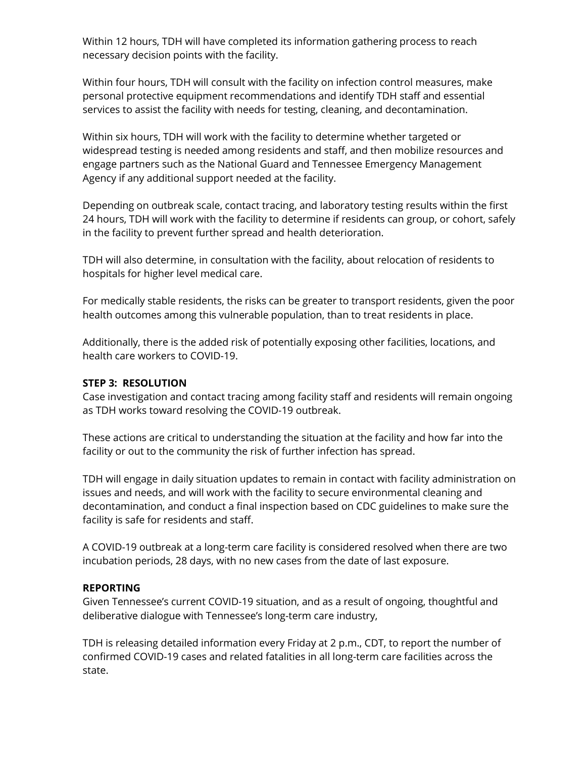Within 12 hours, TDH will have completed its information gathering process to reach necessary decision points with the facility.

Within four hours, TDH will consult with the facility on infection control measures, make personal protective equipment recommendations and identify TDH staff and essential services to assist the facility with needs for testing, cleaning, and decontamination.

Within six hours, TDH will work with the facility to determine whether targeted or widespread testing is needed among residents and staff, and then mobilize resources and engage partners such as the National Guard and Tennessee Emergency Management Agency if any additional support needed at the facility.

Depending on outbreak scale, contact tracing, and laboratory testing results within the first 24 hours, TDH will work with the facility to determine if residents can group, or cohort, safely in the facility to prevent further spread and health deterioration.

TDH will also determine, in consultation with the facility, about relocation of residents to hospitals for higher level medical care.

For medically stable residents, the risks can be greater to transport residents, given the poor health outcomes among this vulnerable population, than to treat residents in place.

Additionally, there is the added risk of potentially exposing other facilities, locations, and health care workers to COVID-19.

**STEP 3: RESOLUTION**

Case investigation and contact tracing among facility staff and residents will remain ongoing as TDH works toward resolving the COVID-19 outbreak.

These actions are critical to understanding the situation at the facility and how far into the facility or out to the community the risk of further infection has spread.

TDH will engage in daily situation updates to remain in contact with facility administration on issues and needs, and will work with the facility to secure environmental cleaning and decontamination, and conduct a final inspection based on CDC guidelines to make sure the facility is safe for residents and staff.

A COVID-19 outbreak at a long-term care facility is considered resolved when there are two incubation periods, 28 days, with no new cases from the date of last exposure.

**REPORTING**

Given Tennessee's current COVID-19 situation, and as a result of ongoing, thoughtful and deliberative dialogue with Tennessee's long-term care industry,

TDH is releasing detailed information every Friday at 2 p.m., CDT, to report the number of confirmed COVID-19 cases and related fatalities in all long-term care facilities across the state.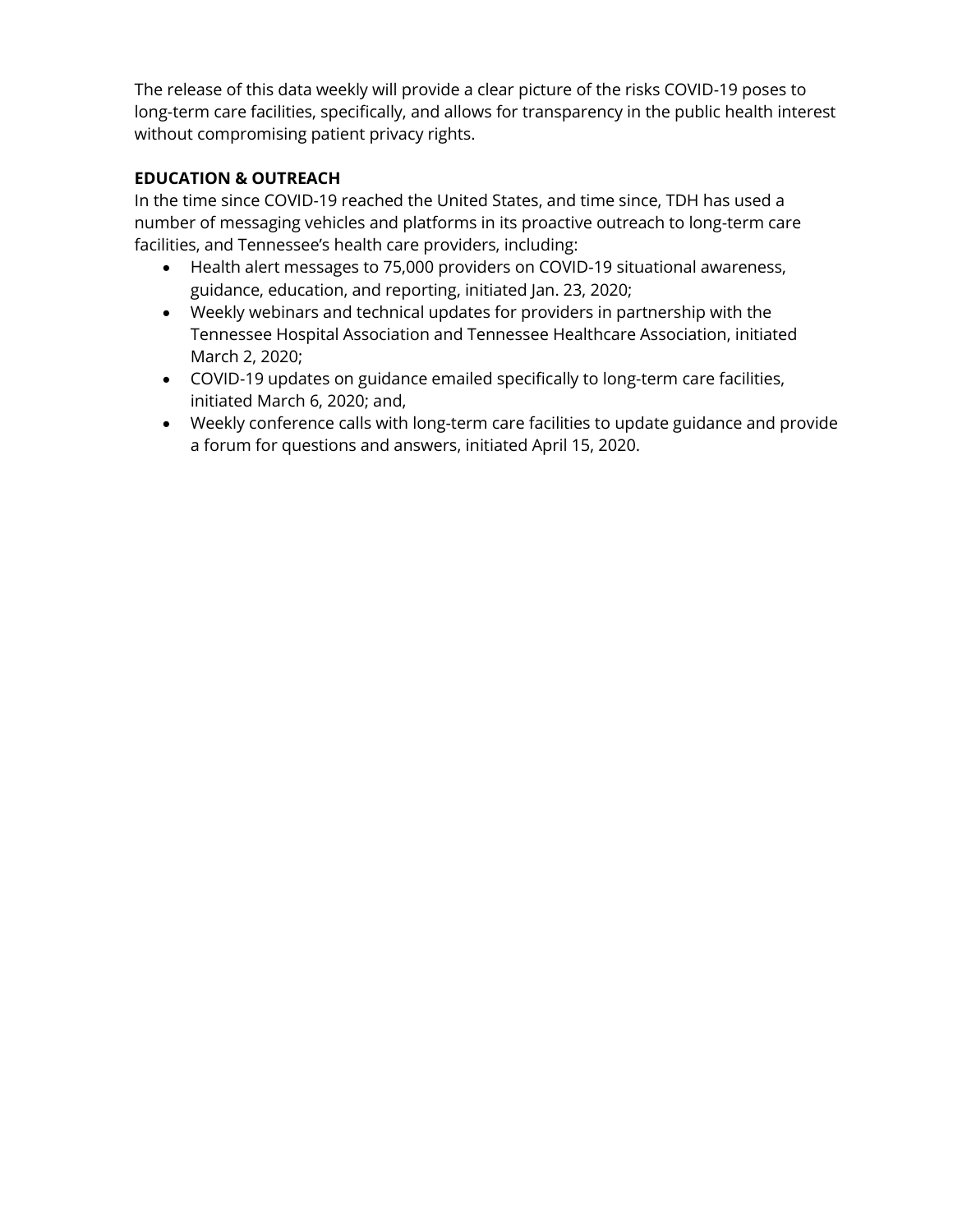The release of this data weekly will provide a clear picture of the risks COVID-19 poses to long-term care facilities, specifically, and allows for transparency in the public health interest without compromising patient privacy rights.

**EDUCATION & OUTREACH**

In the time since COVID-19 reached the United States, and time since, TDH has used a number of messaging vehicles and platforms in its proactive outreach to long-term care facilities, and Tennessee's health care providers, including:

- Health alert messages to 75,000 providers on COVID-19 situational awareness, guidance, education, and reporting, initiated Jan. 23, 2020;
- Weekly webinars and technical updates for providers in partnership with the Tennessee Hospital Association and Tennessee Healthcare Association, initiated March 2, 2020;
- COVID-19 updates on guidance emailed specifically to long-term care facilities, initiated March 6, 2020; and,
- Weekly conference calls with long-term care facilities to update guidance and provide a forum for questions and answers, initiated April 15, 2020.